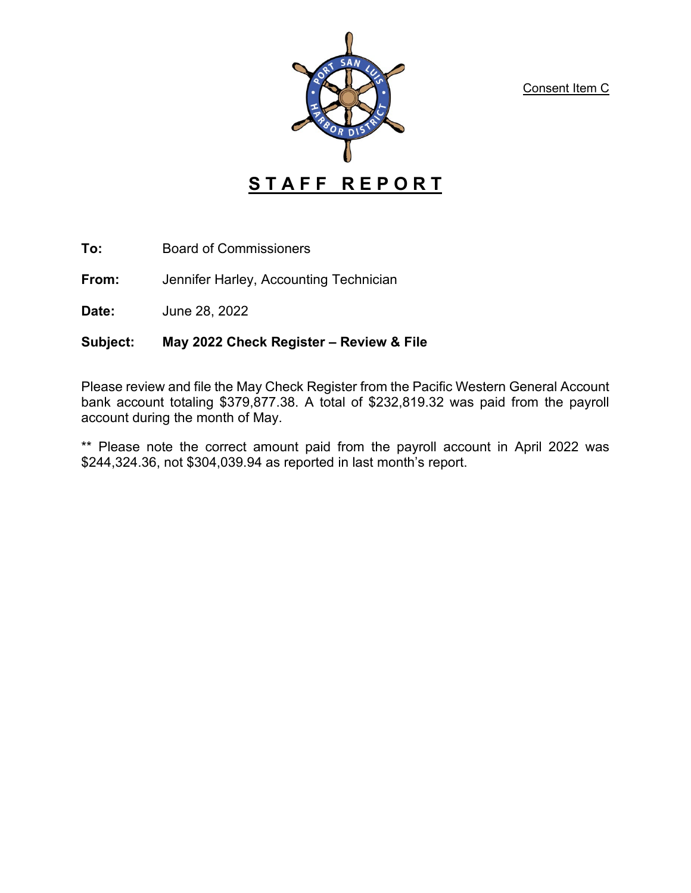Consent Item C

# STAFF REPORT

**To:** Board of Commissioners

**From:** Jennifer Harley, Accounting Technician

**Date:** June 28, 2022

**Subject:** **May 2022 Check Register – Review & File**

Please review and file the May Check Register from the Pacific Western General Account bank account totaling $379,877.38. A total of $232,819.32 was paid from the payroll account during the month of May.

** Please note the correct amount paid from the payroll account in April 2022 was $244,324.36, not $304,039.94 as reported in last month's report.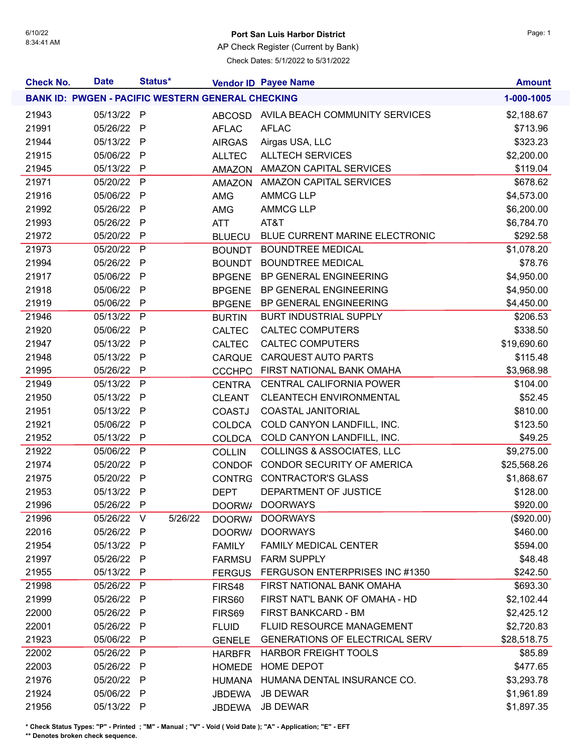6/10/22
8:34:41 AM

**Port San Luis Harbor District**

AP Check Register (Current by Bank)

Check Dates: 5/1/2022 to 5/31/2022

| Check No. | Date | Status* | | Vendor ID | Payee Name | Amount |
|---|---|---|---|---|---|---|
| **BANK ID: PWGEN - PACIFIC WESTERN GENERAL CHECKING** | | | | | | **1-000-1005** |
| 21943 | 05/13/22 | P | | ABCOSD | AVILA BEACH COMMUNITY SERVICES | $2,188.67 |
| 21991 | 05/26/22 | P | | AFLAC | AFLAC | $713.96 |
| 21944 | 05/13/22 | P | | AIRGAS | Airgas USA, LLC | $323.23 |
| 21915 | 05/06/22 | P | | ALLTEC | ALLTECH SERVICES | $2,200.00 |
| 21945 | 05/13/22 | P | | AMAZON | AMAZON CAPITAL SERVICES | $119.04 |
| 21971 | 05/20/22 | P | | AMAZON | AMAZON CAPITAL SERVICES | $678.62 |
| 21916 | 05/06/22 | P | | AMG | AMMCG LLP | $4,573.00 |
| 21992 | 05/26/22 | P | | AMG | AMMCG LLP | $6,200.00 |
| 21993 | 05/26/22 | P | | ATT | AT&T | $6,784.70 |
| 21972 | 05/20/22 | P | | BLUECU | BLUE CURRENT MARINE ELECTRONIC | $292.58 |
| 21973 | 05/20/22 | P | | BOUNDT | BOUNDTREE MEDICAL | $1,078.20 |
| 21994 | 05/26/22 | P | | BOUNDT | BOUNDTREE MEDICAL | $78.76 |
| 21917 | 05/06/22 | P | | BPGENE | BP GENERAL ENGINEERING | $4,950.00 |
| 21918 | 05/06/22 | P | | BPGENE | BP GENERAL ENGINEERING | $4,950.00 |
| 21919 | 05/06/22 | P | | BPGENE | BP GENERAL ENGINEERING | $4,450.00 |
| 21946 | 05/13/22 | P | | BURTIN | BURT INDUSTRIAL SUPPLY | $206.53 |
| 21920 | 05/06/22 | P | | CALTEC | CALTEC COMPUTERS | $338.50 |
| 21947 | 05/13/22 | P | | CALTEC | CALTEC COMPUTERS | $19,690.60 |
| 21948 | 05/13/22 | P | | CARQUE | CARQUEST AUTO PARTS | $115.48 |
| 21995 | 05/26/22 | P | | CCCHPO | FIRST NATIONAL BANK OMAHA | $3,968.98 |
| 21949 | 05/13/22 | P | | CENTRA | CENTRAL CALIFORNIA POWER | $104.00 |
| 21950 | 05/13/22 | P | | CLEANT | CLEANTECH ENVIRONMENTAL | $52.45 |
| 21951 | 05/13/22 | P | | COASTJ | COASTAL JANITORIAL | $810.00 |
| 21921 | 05/06/22 | P | | COLDCA | COLD CANYON LANDFILL, INC. | $123.50 |
| 21952 | 05/13/22 | P | | COLDCA | COLD CANYON LANDFILL, INC. | $49.25 |
| 21922 | 05/06/22 | P | | COLLIN | COLLINGS & ASSOCIATES, LLC | $9,275.00 |
| 21974 | 05/20/22 | P | | CONDOR | CONDOR SECURITY OF AMERICA | $25,568.26 |
| 21975 | 05/20/22 | P | | CONTRG | CONTRACTOR'S GLASS | $1,868.67 |
| 21953 | 05/13/22 | P | | DEPT | DEPARTMENT OF JUSTICE | $128.00 |
| 21996 | 05/26/22 | P | | DOORWA | DOORWAYS | $920.00 |
| 21996 | 05/26/22 | V | 5/26/22 | DOORWA | DOORWAYS | ($920.00) |
| 22016 | 05/26/22 | P | | DOORWA | DOORWAYS | $460.00 |
| 21954 | 05/13/22 | P | | FAMILY | FAMILY MEDICAL CENTER | $594.00 |
| 21997 | 05/26/22 | P | | FARMSU | FARM SUPPLY | $48.48 |
| 21955 | 05/13/22 | P | | FERGUS | FERGUSON ENTERPRISES INC #1350 | $242.50 |
| 21998 | 05/26/22 | P | | FIRS48 | FIRST NATIONAL BANK OMAHA | $693.30 |
| 21999 | 05/26/22 | P | | FIRS60 | FIRST NAT'L BANK OF OMAHA - HD | $2,102.44 |
| 22000 | 05/26/22 | P | | FIRS69 | FIRST BANKCARD - BM | $2,425.12 |
| 22001 | 05/26/22 | P | | FLUID | FLUID RESOURCE MANAGEMENT | $2,720.83 |
| 21923 | 05/06/22 | P | | GENELE | GENERATIONS OF ELECTRICAL SERV | $28,518.75 |
| 22002 | 05/26/22 | P | | HARBFR | HARBOR FREIGHT TOOLS | $85.89 |
| 22003 | 05/26/22 | P | | HOMEDE | HOME DEPOT | $477.65 |
| 21976 | 05/20/22 | P | | HUMANA | HUMANA DENTAL INSURANCE CO. | $3,293.78 |
| 21924 | 05/06/22 | P | | JBDEWA | JB DEWAR | $1,961.89 |
| 21956 | 05/13/22 | P | | JBDEWA | JB DEWAR | $1,897.35 |

\* Check Status Types: "P" - Printed ; "M" - Manual ; "V" - Void ( Void Date ); "A" - Application; "E" - EFT

\*\* Denotes broken check sequence.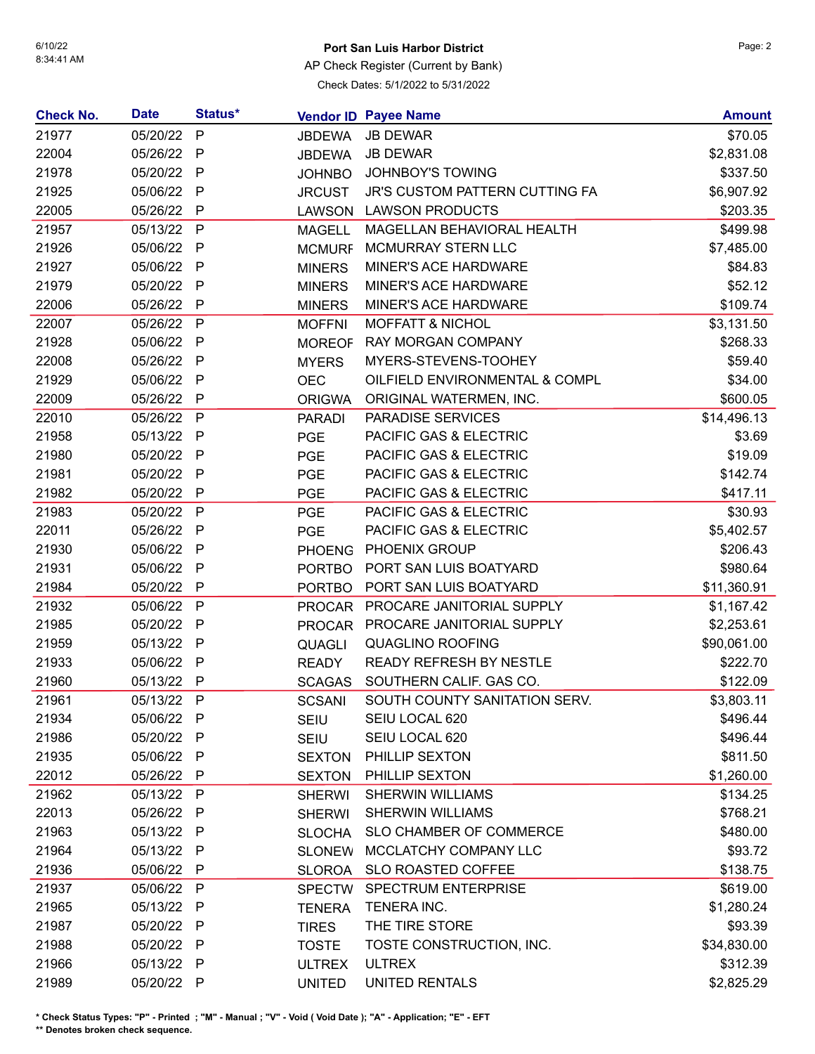# Port San Luis Harbor District

AP Check Register (Current by Bank)

Check Dates: 5/1/2022 to 5/31/2022

| Check No. | Date | Status* | Vendor ID | Payee Name | Amount |
|---|---|---|---|---|---|
| 21977 | 05/20/22 | P | JBDEWA | JB DEWAR | $70.05 |
| 22004 | 05/26/22 | P | JBDEWA | JB DEWAR | $2,831.08 |
| 21978 | 05/20/22 | P | JOHNBO | JOHNBOY'S TOWING | $337.50 |
| 21925 | 05/06/22 | P | JRCUST | JR'S CUSTOM PATTERN CUTTING FA | $6,907.92 |
| 22005 | 05/26/22 | P | LAWSON | LAWSON PRODUCTS | $203.35 |
| 21957 | 05/13/22 | P | MAGELL | MAGELLAN BEHAVIORAL HEALTH | $499.98 |
| 21926 | 05/06/22 | P | MCMURF | MCMURRAY STERN LLC | $7,485.00 |
| 21927 | 05/06/22 | P | MINERS | MINER'S ACE HARDWARE | $84.83 |
| 21979 | 05/20/22 | P | MINERS | MINER'S ACE HARDWARE | $52.12 |
| 22006 | 05/26/22 | P | MINERS | MINER'S ACE HARDWARE | $109.74 |
| 22007 | 05/26/22 | P | MOFFNI | MOFFATT & NICHOL | $3,131.50 |
| 21928 | 05/06/22 | P | MOREOF | RAY MORGAN COMPANY | $268.33 |
| 22008 | 05/26/22 | P | MYERS | MYERS-STEVENS-TOOHEY | $59.40 |
| 21929 | 05/06/22 | P | OEC | OILFIELD ENVIRONMENTAL & COMPL | $34.00 |
| 22009 | 05/26/22 | P | ORIGWA | ORIGINAL WATERMEN, INC. | $600.05 |
| 22010 | 05/26/22 | P | PARADI | PARADISE SERVICES | $14,496.13 |
| 21958 | 05/13/22 | P | PGE | PACIFIC GAS & ELECTRIC | $3.69 |
| 21980 | 05/20/22 | P | PGE | PACIFIC GAS & ELECTRIC | $19.09 |
| 21981 | 05/20/22 | P | PGE | PACIFIC GAS & ELECTRIC | $142.74 |
| 21982 | 05/20/22 | P | PGE | PACIFIC GAS & ELECTRIC | $417.11 |
| 21983 | 05/20/22 | P | PGE | PACIFIC GAS & ELECTRIC | $30.93 |
| 22011 | 05/26/22 | P | PGE | PACIFIC GAS & ELECTRIC | $5,402.57 |
| 21930 | 05/06/22 | P | PHOENG | PHOENIX GROUP | $206.43 |
| 21931 | 05/06/22 | P | PORTBO | PORT SAN LUIS BOATYARD | $980.64 |
| 21984 | 05/20/22 | P | PORTBO | PORT SAN LUIS BOATYARD | $11,360.91 |
| 21932 | 05/06/22 | P | PROCAR | PROCARE JANITORIAL SUPPLY | $1,167.42 |
| 21985 | 05/20/22 | P | PROCAR | PROCARE JANITORIAL SUPPLY | $2,253.61 |
| 21959 | 05/13/22 | P | QUAGLI | QUAGLINO ROOFING | $90,061.00 |
| 21933 | 05/06/22 | P | READY | READY REFRESH BY NESTLE | $222.70 |
| 21960 | 05/13/22 | P | SCAGAS | SOUTHERN CALIF. GAS CO. | $122.09 |
| 21961 | 05/13/22 | P | SCSANI | SOUTH COUNTY SANITATION SERV. | $3,803.11 |
| 21934 | 05/06/22 | P | SEIU | SEIU LOCAL 620 | $496.44 |
| 21986 | 05/20/22 | P | SEIU | SEIU LOCAL 620 | $496.44 |
| 21935 | 05/06/22 | P | SEXTON | PHILLIP SEXTON | $811.50 |
| 22012 | 05/26/22 | P | SEXTON | PHILLIP SEXTON | $1,260.00 |
| 21962 | 05/13/22 | P | SHERWI | SHERWIN WILLIAMS | $134.25 |
| 22013 | 05/26/22 | P | SHERWI | SHERWIN WILLIAMS | $768.21 |
| 21963 | 05/13/22 | P | SLOCHA | SLO CHAMBER OF COMMERCE | $480.00 |
| 21964 | 05/13/22 | P | SLONEW | MCCLATCHY COMPANY LLC | $93.72 |
| 21936 | 05/06/22 | P | SLOROA | SLO ROASTED COFFEE | $138.75 |
| 21937 | 05/06/22 | P | SPECTW | SPECTRUM ENTERPRISE | $619.00 |
| 21965 | 05/13/22 | P | TENERA | TENERA INC. | $1,280.24 |
| 21987 | 05/20/22 | P | TIRES | THE TIRE STORE | $93.39 |
| 21988 | 05/20/22 | P | TOSTE | TOSTE CONSTRUCTION, INC. | $34,830.00 |
| 21966 | 05/13/22 | P | ULTREX | ULTREX | $312.39 |
| 21989 | 05/20/22 | P | UNITED | UNITED RENTALS | $2,825.29 |

**\* Check Status Types: "P" - Printed ; "M" - Manual ; "V" - Void ( Void Date ); "A" - Application; "E" - EFT**

**\*\* Denotes broken check sequence.**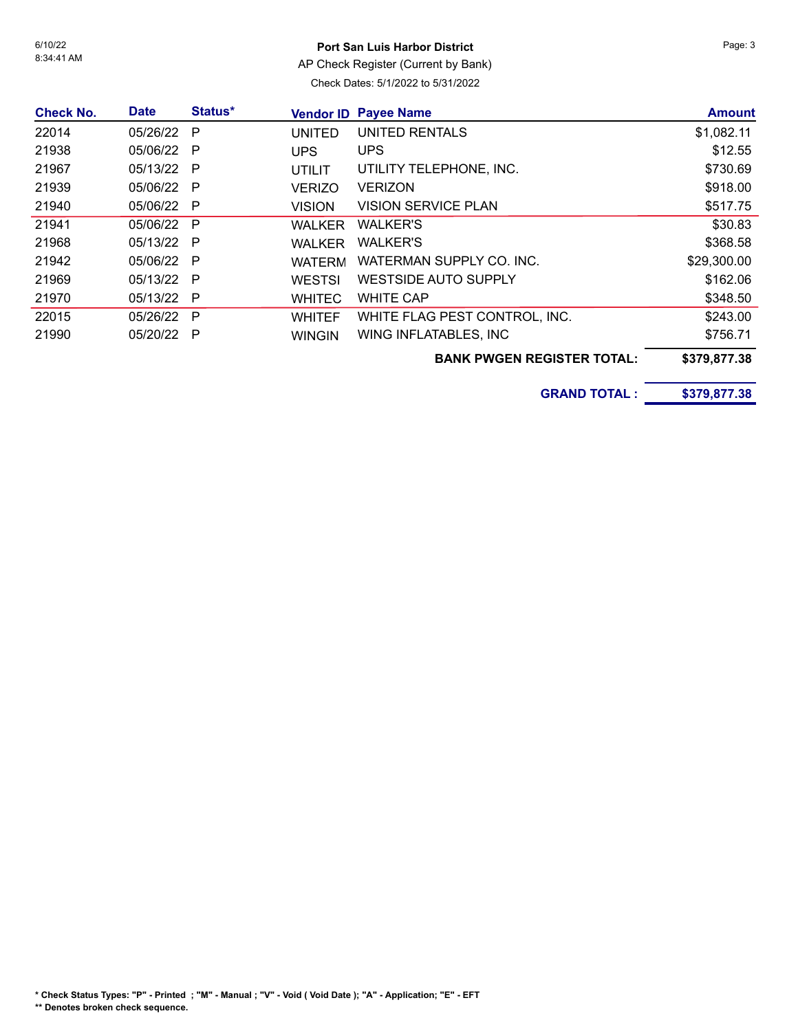**Port San Luis Harbor District**

AP Check Register (Current by Bank)

Check Dates: 5/1/2022 to 5/31/2022

| Check No. | Date | Status* | Vendor ID | Payee Name | Amount |
|---|---|---|---|---|---|
| 22014 | 05/26/22 | P | UNITED | UNITED RENTALS | $1,082.11 |
| 21938 | 05/06/22 | P | UPS | UPS | $12.55 |
| 21967 | 05/13/22 | P | UTILIT | UTILITY TELEPHONE, INC. | $730.69 |
| 21939 | 05/06/22 | P | VERIZO | VERIZON | $918.00 |
| 21940 | 05/06/22 | P | VISION | VISION SERVICE PLAN | $517.75 |
| 21941 | 05/06/22 | P | WALKER | WALKER'S | $30.83 |
| 21968 | 05/13/22 | P | WALKER | WALKER'S | $368.58 |
| 21942 | 05/06/22 | P | WATERM | WATERMAN SUPPLY CO. INC. | $29,300.00 |
| 21969 | 05/13/22 | P | WESTSI | WESTSIDE AUTO SUPPLY | $162.06 |
| 21970 | 05/13/22 | P | WHITEC | WHITE CAP | $348.50 |
| 22015 | 05/26/22 | P | WHITEF | WHITE FLAG PEST CONTROL, INC. | $243.00 |
| 21990 | 05/20/22 | P | WINGIN | WING INFLATABLES, INC | $756.71 |
| | | | | **BANK PWGEN REGISTER TOTAL:** | **$379,877.38** |
| | | | | **GRAND TOTAL :** | **$379,877.38** |

**\* Check Status Types: "P" - Printed ; "M" - Manual ; "V" - Void ( Void Date ); "A" - Application; "E" - EFT**

**\*\* Denotes broken check sequence.**